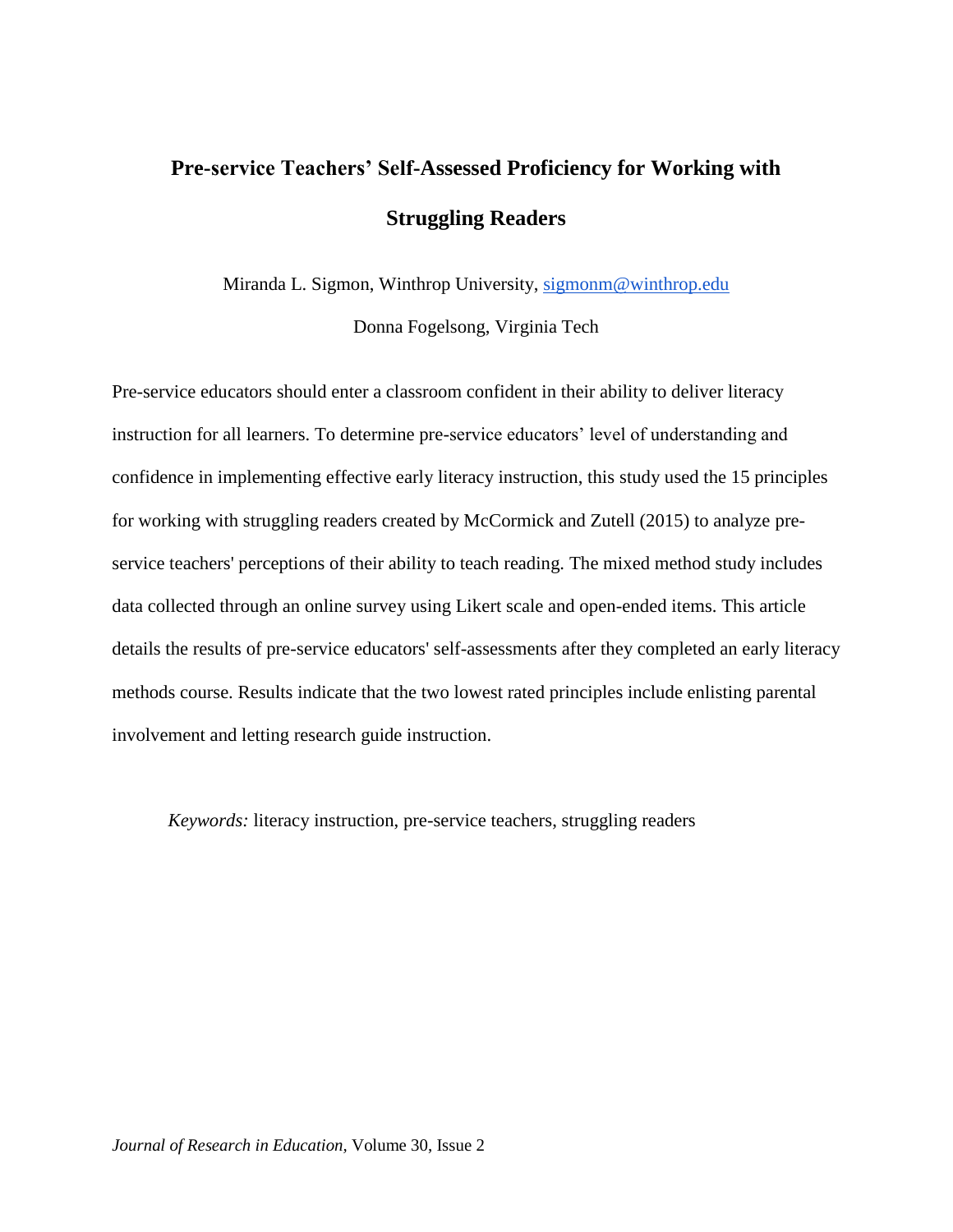# Pre-service Teachers' Self-Assessed Proficiency for Working with Struggling Readers

Miranda L. Sigmon, Winthrop University, sigmonm@winthrop.edu

Donna Fogelsong, Virginia Tech

Pre-service educators should enter a classroom confident in their ability to deliver literacy instruction for all learners. To determine pre-service educators' level of understanding and confidence in implementing effective early literacy instruction, this study used the 15 principles for working with struggling readers created by McCormick and Zutell (2015) to analyze pre-service teachers' perceptions of their ability to teach reading. The mixed method study includes data collected through an online survey using Likert scale and open-ended items. This article details the results of pre-service educators' self-assessments after they completed an early literacy methods course. Results indicate that the two lowest rated principles include enlisting parental involvement and letting research guide instruction.

*Keywords:* literacy instruction, pre-service teachers, struggling readers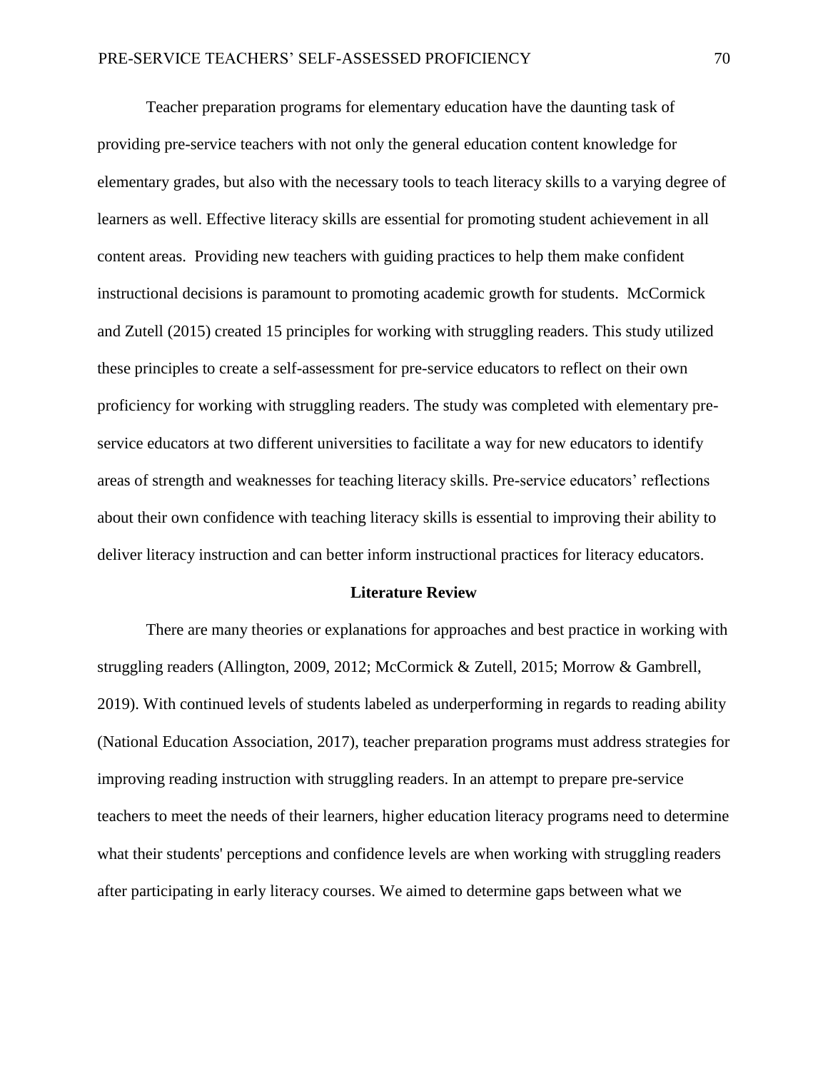Teacher preparation programs for elementary education have the daunting task of providing pre-service teachers with not only the general education content knowledge for elementary grades, but also with the necessary tools to teach literacy skills to a varying degree of learners as well. Effective literacy skills are essential for promoting student achievement in all content areas. Providing new teachers with guiding practices to help them make confident instructional decisions is paramount to promoting academic growth for students. McCormick and Zutell (2015) created 15 principles for working with struggling readers. This study utilized these principles to create a self-assessment for pre-service educators to reflect on their own proficiency for working with struggling readers. The study was completed with elementary pre-service educators at two different universities to facilitate a way for new educators to identify areas of strength and weaknesses for teaching literacy skills. Pre-service educators' reflections about their own confidence with teaching literacy skills is essential to improving their ability to deliver literacy instruction and can better inform instructional practices for literacy educators.

## Literature Review

There are many theories or explanations for approaches and best practice in working with struggling readers (Allington, 2009, 2012; McCormick & Zutell, 2015; Morrow & Gambrell, 2019). With continued levels of students labeled as underperforming in regards to reading ability (National Education Association, 2017), teacher preparation programs must address strategies for improving reading instruction with struggling readers. In an attempt to prepare pre-service teachers to meet the needs of their learners, higher education literacy programs need to determine what their students' perceptions and confidence levels are when working with struggling readers after participating in early literacy courses. We aimed to determine gaps between what we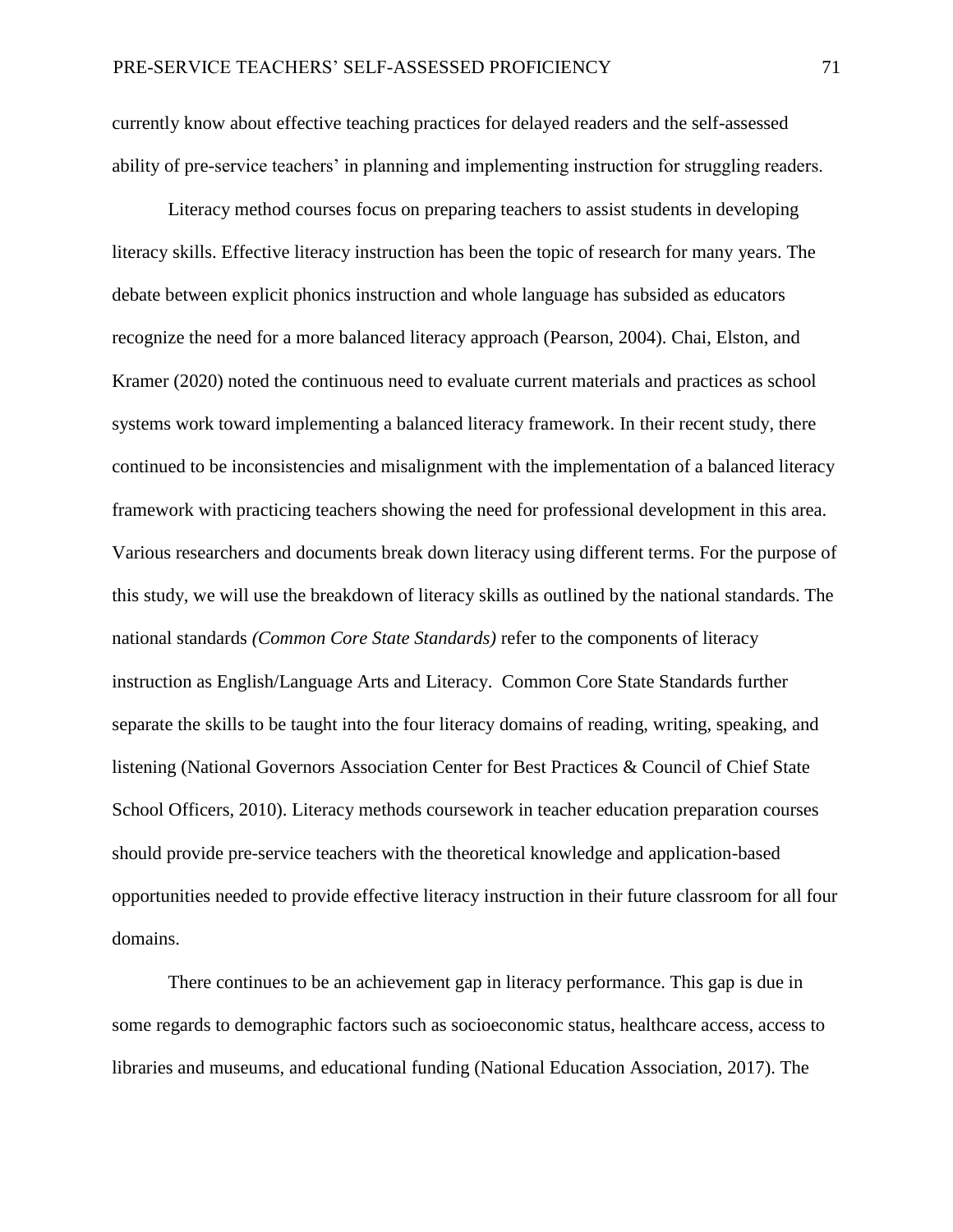currently know about effective teaching practices for delayed readers and the self-assessed ability of pre-service teachers' in planning and implementing instruction for struggling readers.

Literacy method courses focus on preparing teachers to assist students in developing literacy skills. Effective literacy instruction has been the topic of research for many years. The debate between explicit phonics instruction and whole language has subsided as educators recognize the need for a more balanced literacy approach (Pearson, 2004). Chai, Elston, and Kramer (2020) noted the continuous need to evaluate current materials and practices as school systems work toward implementing a balanced literacy framework. In their recent study, there continued to be inconsistencies and misalignment with the implementation of a balanced literacy framework with practicing teachers showing the need for professional development in this area. Various researchers and documents break down literacy using different terms. For the purpose of this study, we will use the breakdown of literacy skills as outlined by the national standards. The national standards *(Common Core State Standards)* refer to the components of literacy instruction as English/Language Arts and Literacy. Common Core State Standards further separate the skills to be taught into the four literacy domains of reading, writing, speaking, and listening (National Governors Association Center for Best Practices & Council of Chief State School Officers, 2010). Literacy methods coursework in teacher education preparation courses should provide pre-service teachers with the theoretical knowledge and application-based opportunities needed to provide effective literacy instruction in their future classroom for all four domains.

There continues to be an achievement gap in literacy performance. This gap is due in some regards to demographic factors such as socioeconomic status, healthcare access, access to libraries and museums, and educational funding (National Education Association, 2017). The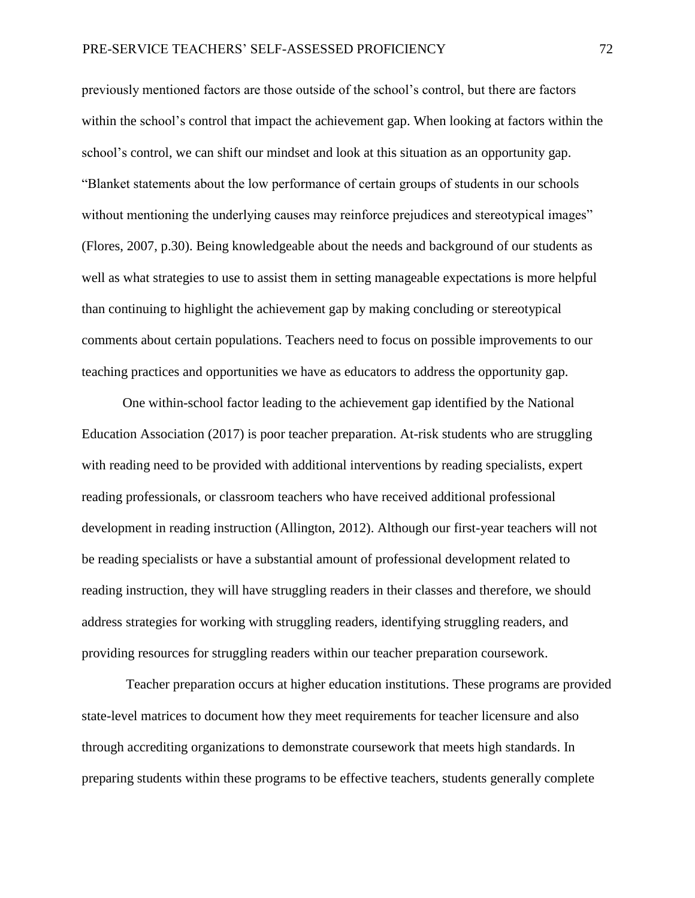previously mentioned factors are those outside of the school's control, but there are factors within the school's control that impact the achievement gap. When looking at factors within the school's control, we can shift our mindset and look at this situation as an opportunity gap. "Blanket statements about the low performance of certain groups of students in our schools without mentioning the underlying causes may reinforce prejudices and stereotypical images" (Flores, 2007, p.30). Being knowledgeable about the needs and background of our students as well as what strategies to use to assist them in setting manageable expectations is more helpful than continuing to highlight the achievement gap by making concluding or stereotypical comments about certain populations. Teachers need to focus on possible improvements to our teaching practices and opportunities we have as educators to address the opportunity gap.

One within-school factor leading to the achievement gap identified by the National Education Association (2017) is poor teacher preparation. At-risk students who are struggling with reading need to be provided with additional interventions by reading specialists, expert reading professionals, or classroom teachers who have received additional professional development in reading instruction (Allington, 2012). Although our first-year teachers will not be reading specialists or have a substantial amount of professional development related to reading instruction, they will have struggling readers in their classes and therefore, we should address strategies for working with struggling readers, identifying struggling readers, and providing resources for struggling readers within our teacher preparation coursework.

Teacher preparation occurs at higher education institutions. These programs are provided state-level matrices to document how they meet requirements for teacher licensure and also through accrediting organizations to demonstrate coursework that meets high standards. In preparing students within these programs to be effective teachers, students generally complete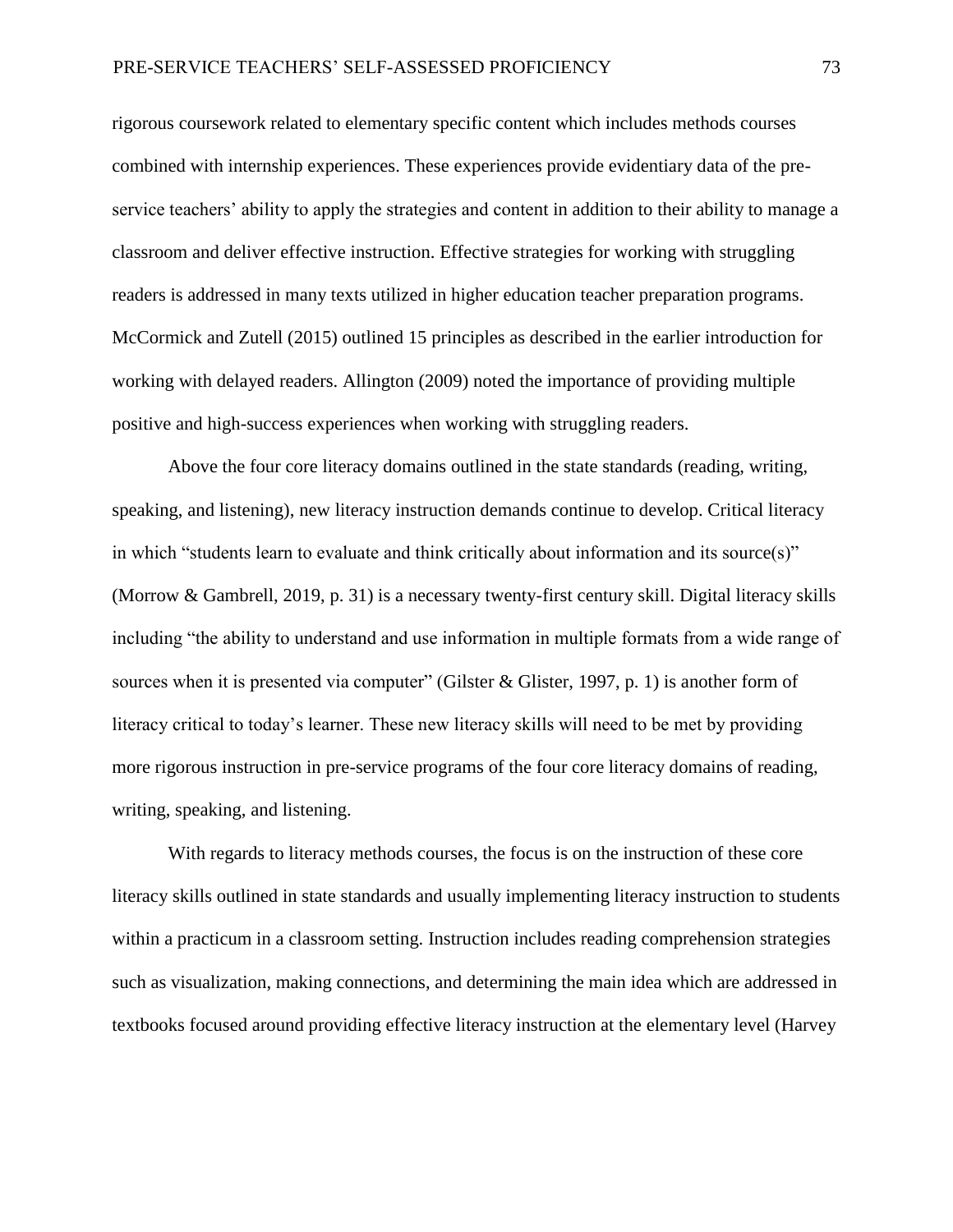rigorous coursework related to elementary specific content which includes methods courses combined with internship experiences. These experiences provide evidentiary data of the pre-service teachers' ability to apply the strategies and content in addition to their ability to manage a classroom and deliver effective instruction. Effective strategies for working with struggling readers is addressed in many texts utilized in higher education teacher preparation programs. McCormick and Zutell (2015) outlined 15 principles as described in the earlier introduction for working with delayed readers. Allington (2009) noted the importance of providing multiple positive and high-success experiences when working with struggling readers.

Above the four core literacy domains outlined in the state standards (reading, writing, speaking, and listening), new literacy instruction demands continue to develop. Critical literacy in which "students learn to evaluate and think critically about information and its source(s)" (Morrow & Gambrell, 2019, p. 31) is a necessary twenty-first century skill. Digital literacy skills including "the ability to understand and use information in multiple formats from a wide range of sources when it is presented via computer" (Gilster & Glister, 1997, p. 1) is another form of literacy critical to today's learner. These new literacy skills will need to be met by providing more rigorous instruction in pre-service programs of the four core literacy domains of reading, writing, speaking, and listening.

With regards to literacy methods courses, the focus is on the instruction of these core literacy skills outlined in state standards and usually implementing literacy instruction to students within a practicum in a classroom setting. Instruction includes reading comprehension strategies such as visualization, making connections, and determining the main idea which are addressed in textbooks focused around providing effective literacy instruction at the elementary level (Harvey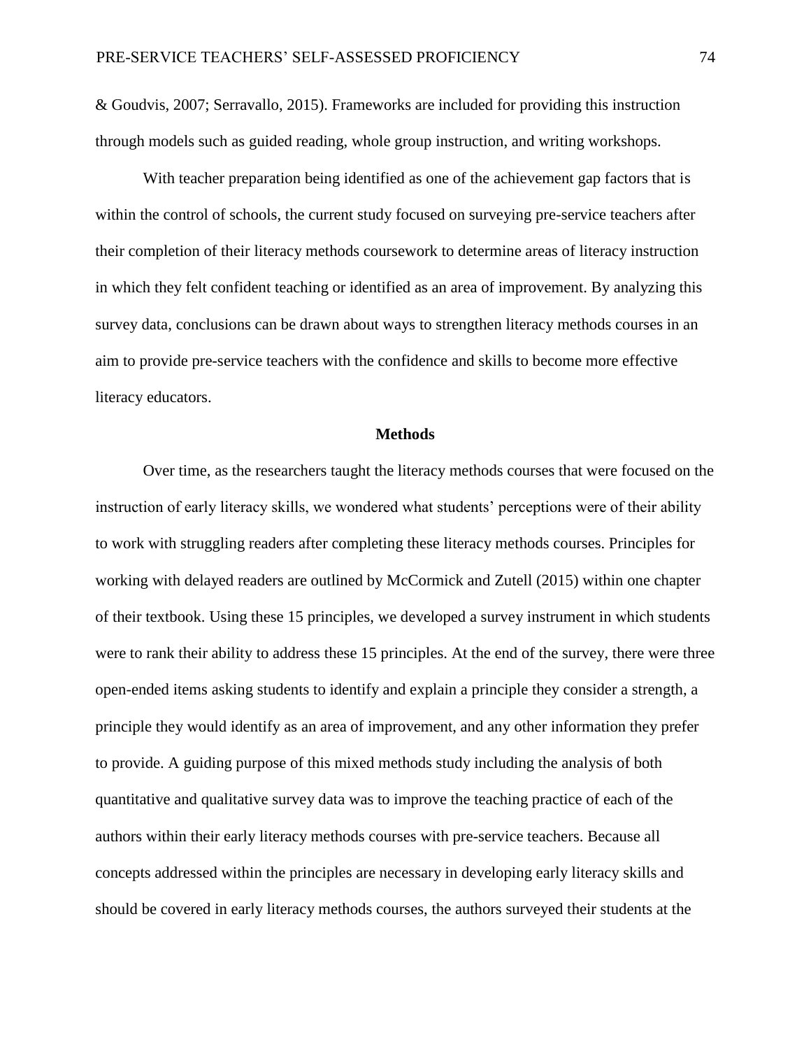& Goudvis, 2007; Serravallo, 2015). Frameworks are included for providing this instruction through models such as guided reading, whole group instruction, and writing workshops.

With teacher preparation being identified as one of the achievement gap factors that is within the control of schools, the current study focused on surveying pre-service teachers after their completion of their literacy methods coursework to determine areas of literacy instruction in which they felt confident teaching or identified as an area of improvement. By analyzing this survey data, conclusions can be drawn about ways to strengthen literacy methods courses in an aim to provide pre-service teachers with the confidence and skills to become more effective literacy educators.

## Methods

Over time, as the researchers taught the literacy methods courses that were focused on the instruction of early literacy skills, we wondered what students' perceptions were of their ability to work with struggling readers after completing these literacy methods courses. Principles for working with delayed readers are outlined by McCormick and Zutell (2015) within one chapter of their textbook. Using these 15 principles, we developed a survey instrument in which students were to rank their ability to address these 15 principles. At the end of the survey, there were three open-ended items asking students to identify and explain a principle they consider a strength, a principle they would identify as an area of improvement, and any other information they prefer to provide. A guiding purpose of this mixed methods study including the analysis of both quantitative and qualitative survey data was to improve the teaching practice of each of the authors within their early literacy methods courses with pre-service teachers. Because all concepts addressed within the principles are necessary in developing early literacy skills and should be covered in early literacy methods courses, the authors surveyed their students at the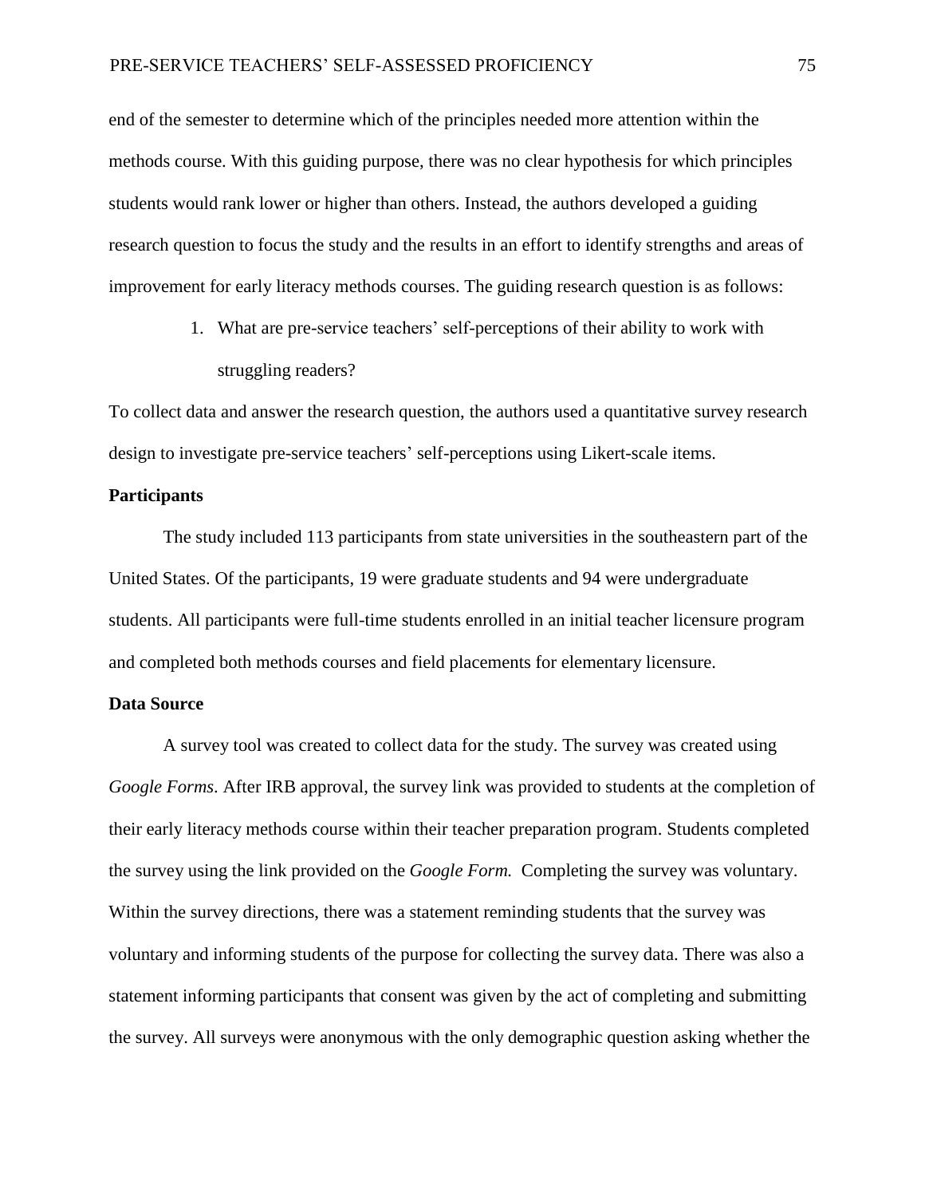end of the semester to determine which of the principles needed more attention within the methods course. With this guiding purpose, there was no clear hypothesis for which principles students would rank lower or higher than others. Instead, the authors developed a guiding research question to focus the study and the results in an effort to identify strengths and areas of improvement for early literacy methods courses. The guiding research question is as follows:

1. What are pre-service teachers' self-perceptions of their ability to work with struggling readers?

To collect data and answer the research question, the authors used a quantitative survey research design to investigate pre-service teachers' self-perceptions using Likert-scale items.

## Participants

The study included 113 participants from state universities in the southeastern part of the United States. Of the participants, 19 were graduate students and 94 were undergraduate students. All participants were full-time students enrolled in an initial teacher licensure program and completed both methods courses and field placements for elementary licensure.

## Data Source

A survey tool was created to collect data for the study. The survey was created using *Google Forms*. After IRB approval, the survey link was provided to students at the completion of their early literacy methods course within their teacher preparation program. Students completed the survey using the link provided on the *Google Form.* Completing the survey was voluntary. Within the survey directions, there was a statement reminding students that the survey was voluntary and informing students of the purpose for collecting the survey data. There was also a statement informing participants that consent was given by the act of completing and submitting the survey. All surveys were anonymous with the only demographic question asking whether the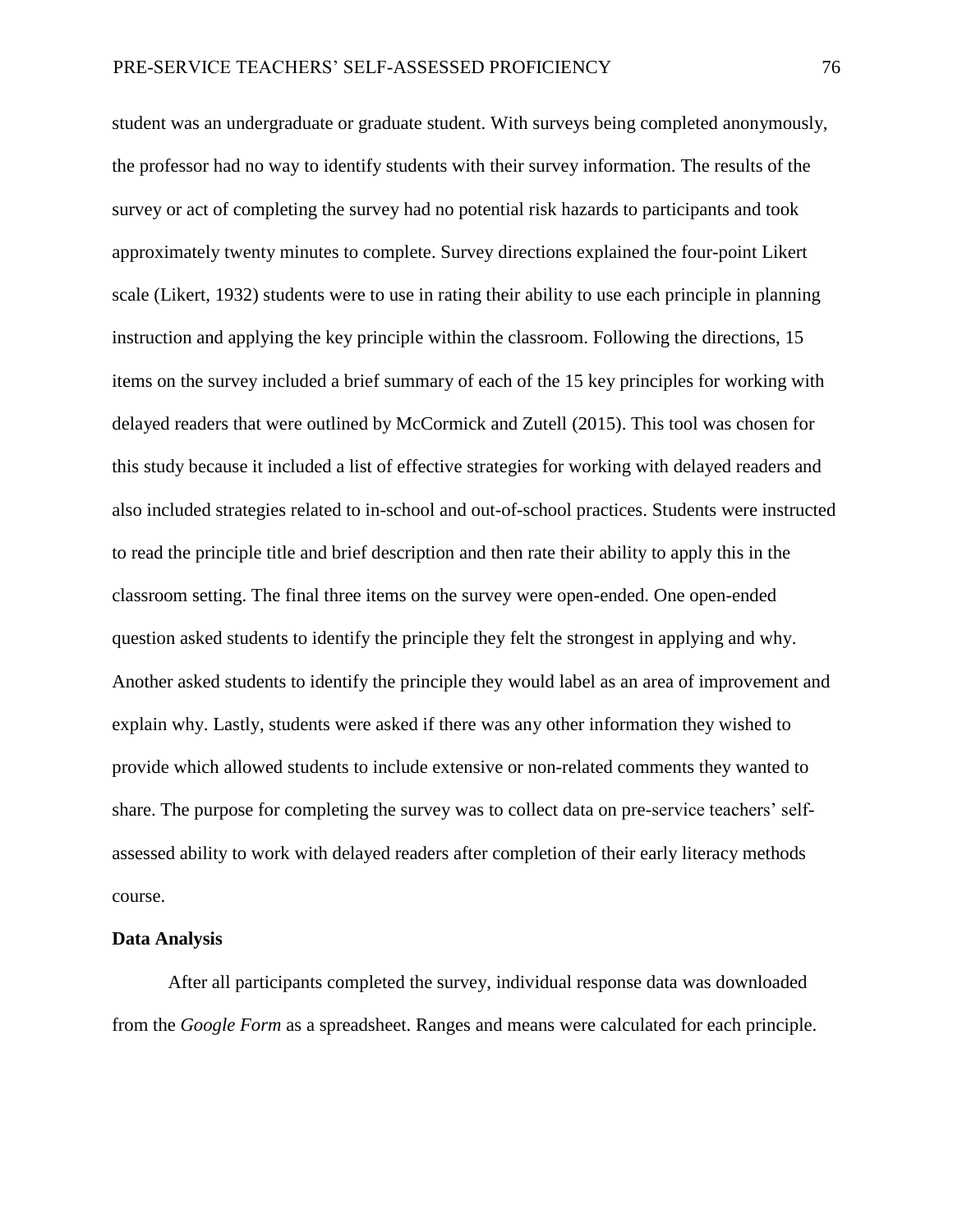student was an undergraduate or graduate student. With surveys being completed anonymously, the professor had no way to identify students with their survey information. The results of the survey or act of completing the survey had no potential risk hazards to participants and took approximately twenty minutes to complete. Survey directions explained the four-point Likert scale (Likert, 1932) students were to use in rating their ability to use each principle in planning instruction and applying the key principle within the classroom. Following the directions, 15 items on the survey included a brief summary of each of the 15 key principles for working with delayed readers that were outlined by McCormick and Zutell (2015). This tool was chosen for this study because it included a list of effective strategies for working with delayed readers and also included strategies related to in-school and out-of-school practices. Students were instructed to read the principle title and brief description and then rate their ability to apply this in the classroom setting. The final three items on the survey were open-ended. One open-ended question asked students to identify the principle they felt the strongest in applying and why. Another asked students to identify the principle they would label as an area of improvement and explain why. Lastly, students were asked if there was any other information they wished to provide which allowed students to include extensive or non-related comments they wanted to share. The purpose for completing the survey was to collect data on pre-service teachers' self-assessed ability to work with delayed readers after completion of their early literacy methods course.

**Data Analysis**

After all participants completed the survey, individual response data was downloaded from the *Google Form* as a spreadsheet. Ranges and means were calculated for each principle.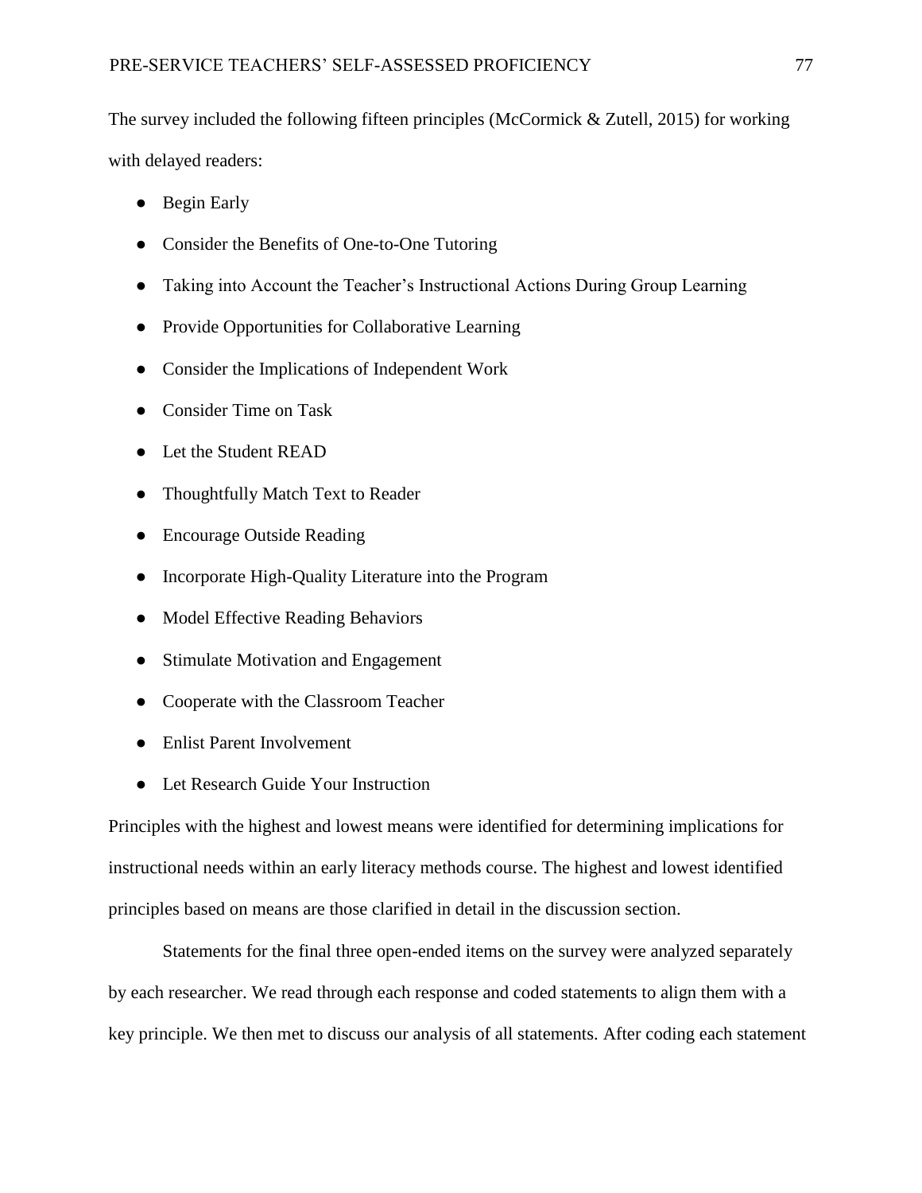The survey included the following fifteen principles (McCormick & Zutell, 2015) for working with delayed readers:

- Begin Early
- Consider the Benefits of One-to-One Tutoring
- Taking into Account the Teacher's Instructional Actions During Group Learning
- Provide Opportunities for Collaborative Learning
- Consider the Implications of Independent Work
- Consider Time on Task
- Let the Student READ
- Thoughtfully Match Text to Reader
- Encourage Outside Reading
- Incorporate High-Quality Literature into the Program
- Model Effective Reading Behaviors
- Stimulate Motivation and Engagement
- Cooperate with the Classroom Teacher
- Enlist Parent Involvement
- Let Research Guide Your Instruction

Principles with the highest and lowest means were identified for determining implications for instructional needs within an early literacy methods course. The highest and lowest identified principles based on means are those clarified in detail in the discussion section.

Statements for the final three open-ended items on the survey were analyzed separately by each researcher. We read through each response and coded statements to align them with a key principle. We then met to discuss our analysis of all statements. After coding each statement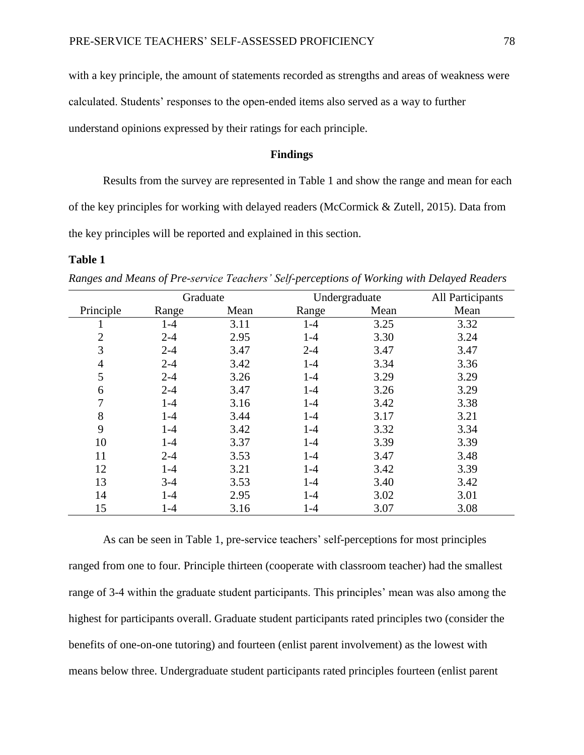with a key principle, the amount of statements recorded as strengths and areas of weakness were calculated. Students' responses to the open-ended items also served as a way to further understand opinions expressed by their ratings for each principle.

## Findings

Results from the survey are represented in Table 1 and show the range and mean for each of the key principles for working with delayed readers (McCormick & Zutell, 2015). Data from the key principles will be reported and explained in this section.

**Table 1**

*Ranges and Means of Pre-service Teachers' Self-perceptions of Working with Delayed Readers*

| | Graduate | | Undergraduate | | All Participants |
|---|---|---|---|---|---|
| Principle | Range | Mean | Range | Mean | Mean |
| 1 | 1-4 | 3.11 | 1-4 | 3.25 | 3.32 |
| 2 | 2-4 | 2.95 | 1-4 | 3.30 | 3.24 |
| 3 | 2-4 | 3.47 | 2-4 | 3.47 | 3.47 |
| 4 | 2-4 | 3.42 | 1-4 | 3.34 | 3.36 |
| 5 | 2-4 | 3.26 | 1-4 | 3.29 | 3.29 |
| 6 | 2-4 | 3.47 | 1-4 | 3.26 | 3.29 |
| 7 | 1-4 | 3.16 | 1-4 | 3.42 | 3.38 |
| 8 | 1-4 | 3.44 | 1-4 | 3.17 | 3.21 |
| 9 | 1-4 | 3.42 | 1-4 | 3.32 | 3.34 |
| 10 | 1-4 | 3.37 | 1-4 | 3.39 | 3.39 |
| 11 | 2-4 | 3.53 | 1-4 | 3.47 | 3.48 |
| 12 | 1-4 | 3.21 | 1-4 | 3.42 | 3.39 |
| 13 | 3-4 | 3.53 | 1-4 | 3.40 | 3.42 |
| 14 | 1-4 | 2.95 | 1-4 | 3.02 | 3.01 |
| 15 | 1-4 | 3.16 | 1-4 | 3.07 | 3.08 |

As can be seen in Table 1, pre-service teachers' self-perceptions for most principles ranged from one to four. Principle thirteen (cooperate with classroom teacher) had the smallest range of 3-4 within the graduate student participants. This principles' mean was also among the highest for participants overall. Graduate student participants rated principles two (consider the benefits of one-on-one tutoring) and fourteen (enlist parent involvement) as the lowest with means below three. Undergraduate student participants rated principles fourteen (enlist parent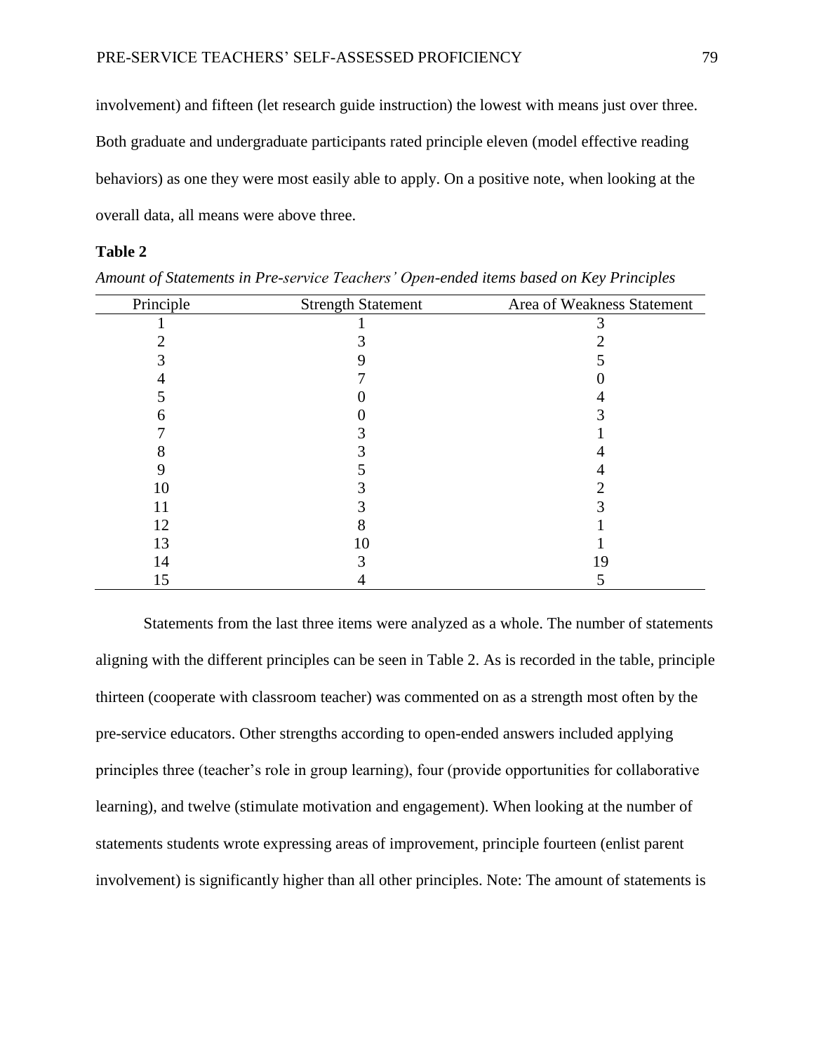involvement) and fifteen (let research guide instruction) the lowest with means just over three. Both graduate and undergraduate participants rated principle eleven (model effective reading behaviors) as one they were most easily able to apply. On a positive note, when looking at the overall data, all means were above three.

**Table 2**

*Amount of Statements in Pre-service Teachers' Open-ended items based on Key Principles*

| Principle | Strength Statement | Area of Weakness Statement |
|---|---|---|
| 1 | 1 | 3 |
| 2 | 3 | 2 |
| 3 | 9 | 5 |
| 4 | 7 | 0 |
| 5 | 0 | 4 |
| 6 | 0 | 3 |
| 7 | 3 | 1 |
| 8 | 3 | 4 |
| 9 | 5 | 4 |
| 10 | 3 | 2 |
| 11 | 3 | 3 |
| 12 | 8 | 1 |
| 13 | 10 | 1 |
| 14 | 3 | 19 |
| 15 | 4 | 5 |

Statements from the last three items were analyzed as a whole. The number of statements aligning with the different principles can be seen in Table 2. As is recorded in the table, principle thirteen (cooperate with classroom teacher) was commented on as a strength most often by the pre-service educators. Other strengths according to open-ended answers included applying principles three (teacher's role in group learning), four (provide opportunities for collaborative learning), and twelve (stimulate motivation and engagement). When looking at the number of statements students wrote expressing areas of improvement, principle fourteen (enlist parent involvement) is significantly higher than all other principles. Note: The amount of statements is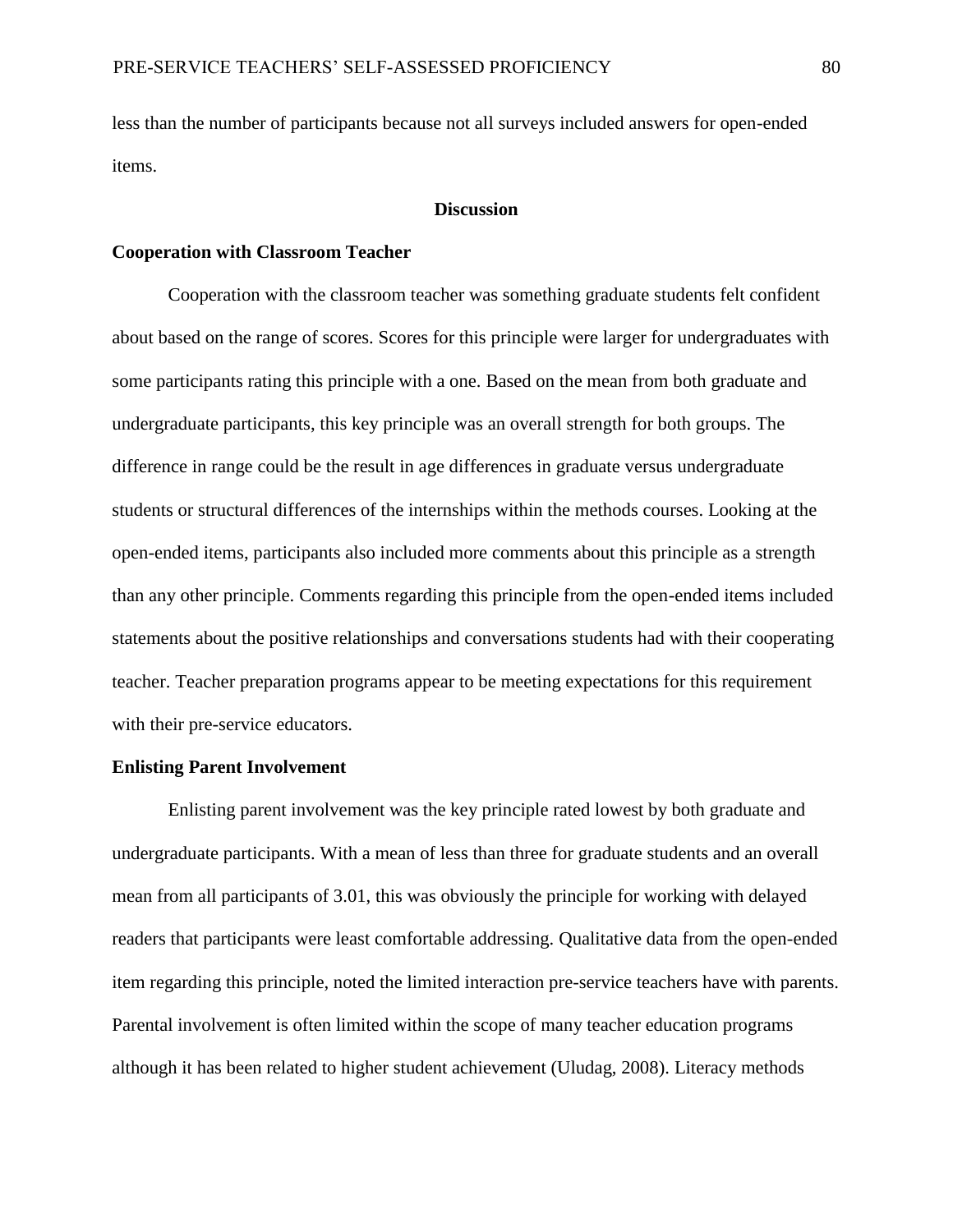less than the number of participants because not all surveys included answers for open-ended items.

## Discussion

### Cooperation with Classroom Teacher

Cooperation with the classroom teacher was something graduate students felt confident about based on the range of scores. Scores for this principle were larger for undergraduates with some participants rating this principle with a one. Based on the mean from both graduate and undergraduate participants, this key principle was an overall strength for both groups. The difference in range could be the result in age differences in graduate versus undergraduate students or structural differences of the internships within the methods courses. Looking at the open-ended items, participants also included more comments about this principle as a strength than any other principle. Comments regarding this principle from the open-ended items included statements about the positive relationships and conversations students had with their cooperating teacher. Teacher preparation programs appear to be meeting expectations for this requirement with their pre-service educators.

### Enlisting Parent Involvement

Enlisting parent involvement was the key principle rated lowest by both graduate and undergraduate participants. With a mean of less than three for graduate students and an overall mean from all participants of 3.01, this was obviously the principle for working with delayed readers that participants were least comfortable addressing. Qualitative data from the open-ended item regarding this principle, noted the limited interaction pre-service teachers have with parents. Parental involvement is often limited within the scope of many teacher education programs although it has been related to higher student achievement (Uludag, 2008). Literacy methods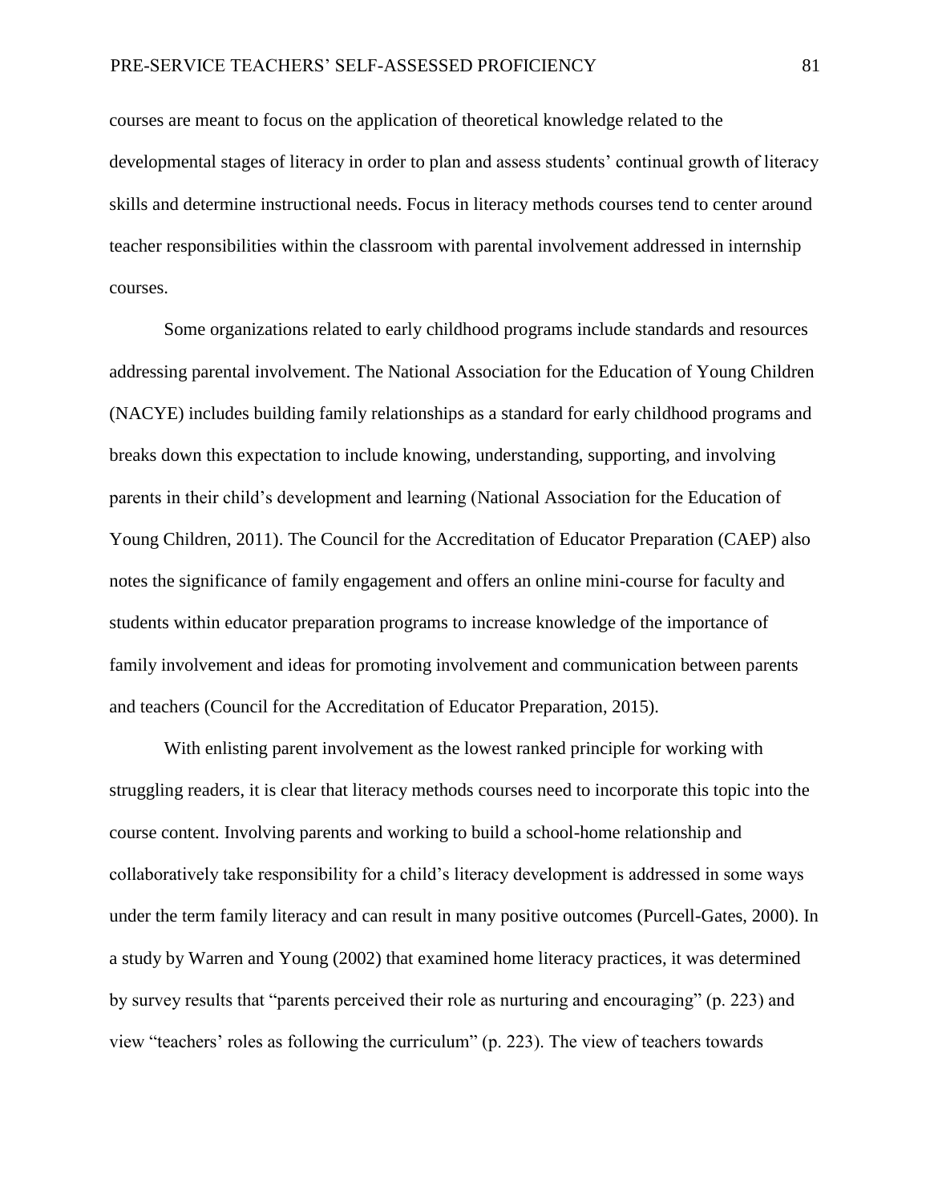courses are meant to focus on the application of theoretical knowledge related to the developmental stages of literacy in order to plan and assess students' continual growth of literacy skills and determine instructional needs. Focus in literacy methods courses tend to center around teacher responsibilities within the classroom with parental involvement addressed in internship courses.

Some organizations related to early childhood programs include standards and resources addressing parental involvement. The National Association for the Education of Young Children (NACYE) includes building family relationships as a standard for early childhood programs and breaks down this expectation to include knowing, understanding, supporting, and involving parents in their child's development and learning (National Association for the Education of Young Children, 2011). The Council for the Accreditation of Educator Preparation (CAEP) also notes the significance of family engagement and offers an online mini-course for faculty and students within educator preparation programs to increase knowledge of the importance of family involvement and ideas for promoting involvement and communication between parents and teachers (Council for the Accreditation of Educator Preparation, 2015).

With enlisting parent involvement as the lowest ranked principle for working with struggling readers, it is clear that literacy methods courses need to incorporate this topic into the course content. Involving parents and working to build a school-home relationship and collaboratively take responsibility for a child's literacy development is addressed in some ways under the term family literacy and can result in many positive outcomes (Purcell-Gates, 2000). In a study by Warren and Young (2002) that examined home literacy practices, it was determined by survey results that "parents perceived their role as nurturing and encouraging" (p. 223) and view "teachers' roles as following the curriculum" (p. 223). The view of teachers towards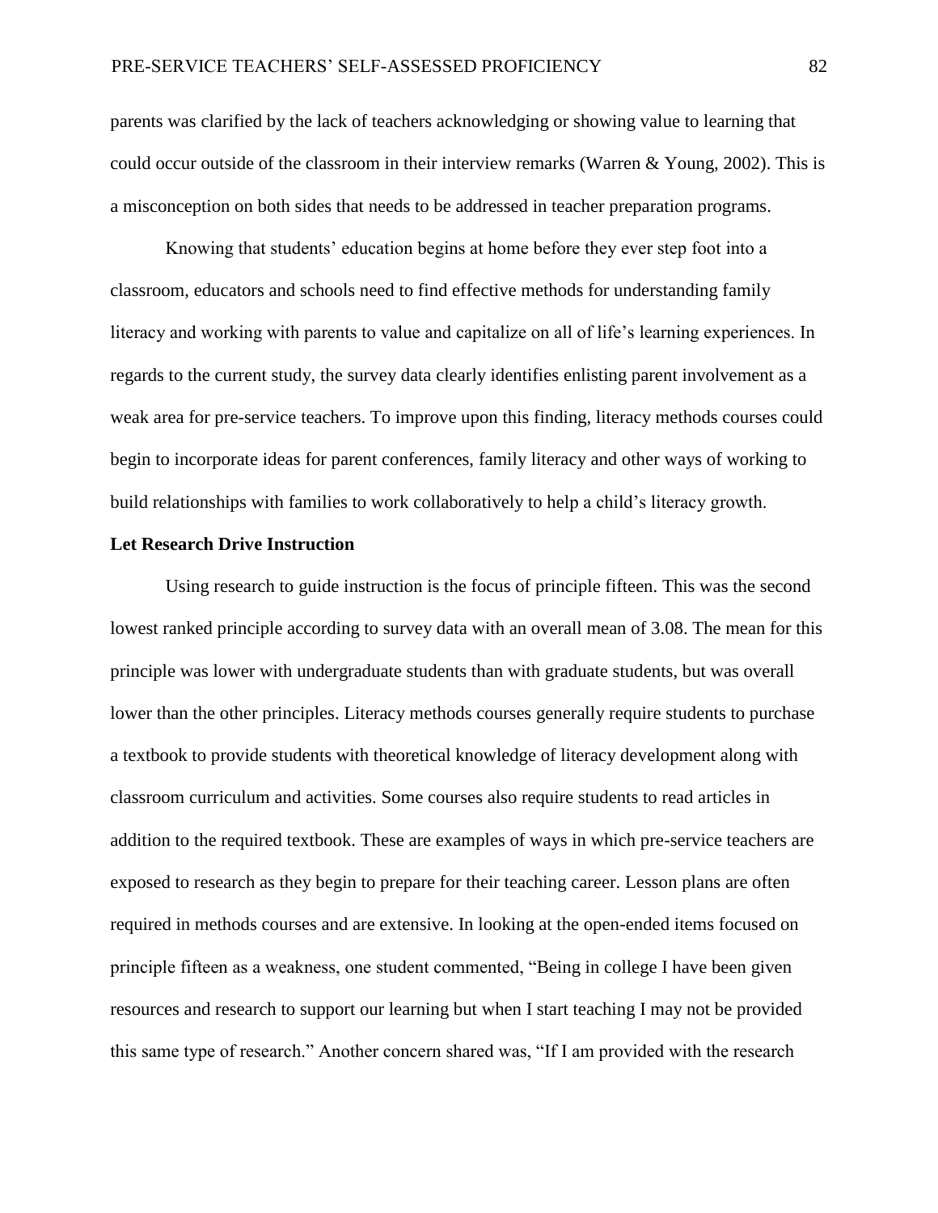parents was clarified by the lack of teachers acknowledging or showing value to learning that could occur outside of the classroom in their interview remarks (Warren & Young, 2002). This is a misconception on both sides that needs to be addressed in teacher preparation programs.

Knowing that students' education begins at home before they ever step foot into a classroom, educators and schools need to find effective methods for understanding family literacy and working with parents to value and capitalize on all of life's learning experiences. In regards to the current study, the survey data clearly identifies enlisting parent involvement as a weak area for pre-service teachers. To improve upon this finding, literacy methods courses could begin to incorporate ideas for parent conferences, family literacy and other ways of working to build relationships with families to work collaboratively to help a child's literacy growth.

**Let Research Drive Instruction**

Using research to guide instruction is the focus of principle fifteen. This was the second lowest ranked principle according to survey data with an overall mean of 3.08. The mean for this principle was lower with undergraduate students than with graduate students, but was overall lower than the other principles. Literacy methods courses generally require students to purchase a textbook to provide students with theoretical knowledge of literacy development along with classroom curriculum and activities. Some courses also require students to read articles in addition to the required textbook. These are examples of ways in which pre-service teachers are exposed to research as they begin to prepare for their teaching career. Lesson plans are often required in methods courses and are extensive. In looking at the open-ended items focused on principle fifteen as a weakness, one student commented, "Being in college I have been given resources and research to support our learning but when I start teaching I may not be provided this same type of research." Another concern shared was, "If I am provided with the research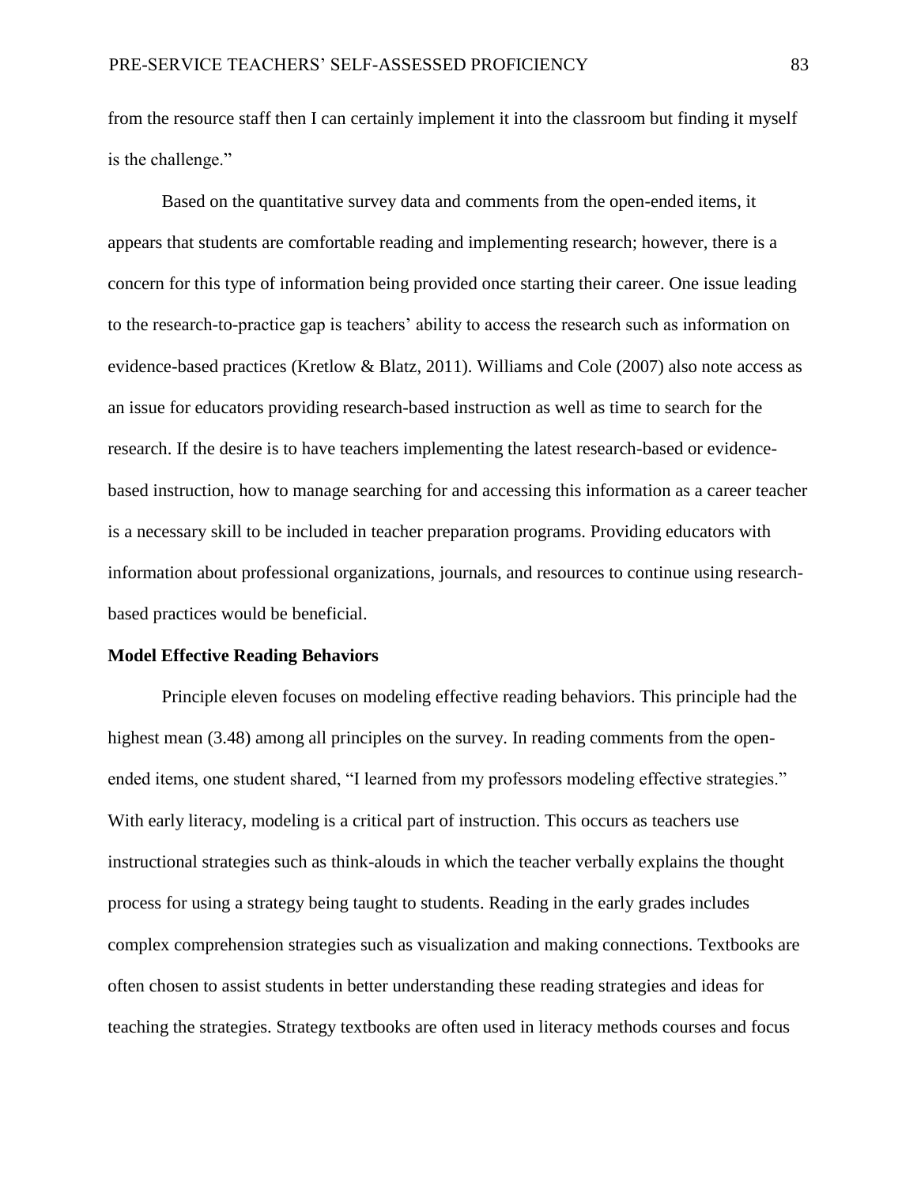from the resource staff then I can certainly implement it into the classroom but finding it myself is the challenge."

Based on the quantitative survey data and comments from the open-ended items, it appears that students are comfortable reading and implementing research; however, there is a concern for this type of information being provided once starting their career. One issue leading to the research-to-practice gap is teachers' ability to access the research such as information on evidence-based practices (Kretlow & Blatz, 2011). Williams and Cole (2007) also note access as an issue for educators providing research-based instruction as well as time to search for the research. If the desire is to have teachers implementing the latest research-based or evidence-based instruction, how to manage searching for and accessing this information as a career teacher is a necessary skill to be included in teacher preparation programs. Providing educators with information about professional organizations, journals, and resources to continue using research-based practices would be beneficial.

### Model Effective Reading Behaviors

Principle eleven focuses on modeling effective reading behaviors. This principle had the highest mean (3.48) among all principles on the survey. In reading comments from the open-ended items, one student shared, "I learned from my professors modeling effective strategies." With early literacy, modeling is a critical part of instruction. This occurs as teachers use instructional strategies such as think-alouds in which the teacher verbally explains the thought process for using a strategy being taught to students. Reading in the early grades includes complex comprehension strategies such as visualization and making connections. Textbooks are often chosen to assist students in better understanding these reading strategies and ideas for teaching the strategies. Strategy textbooks are often used in literacy methods courses and focus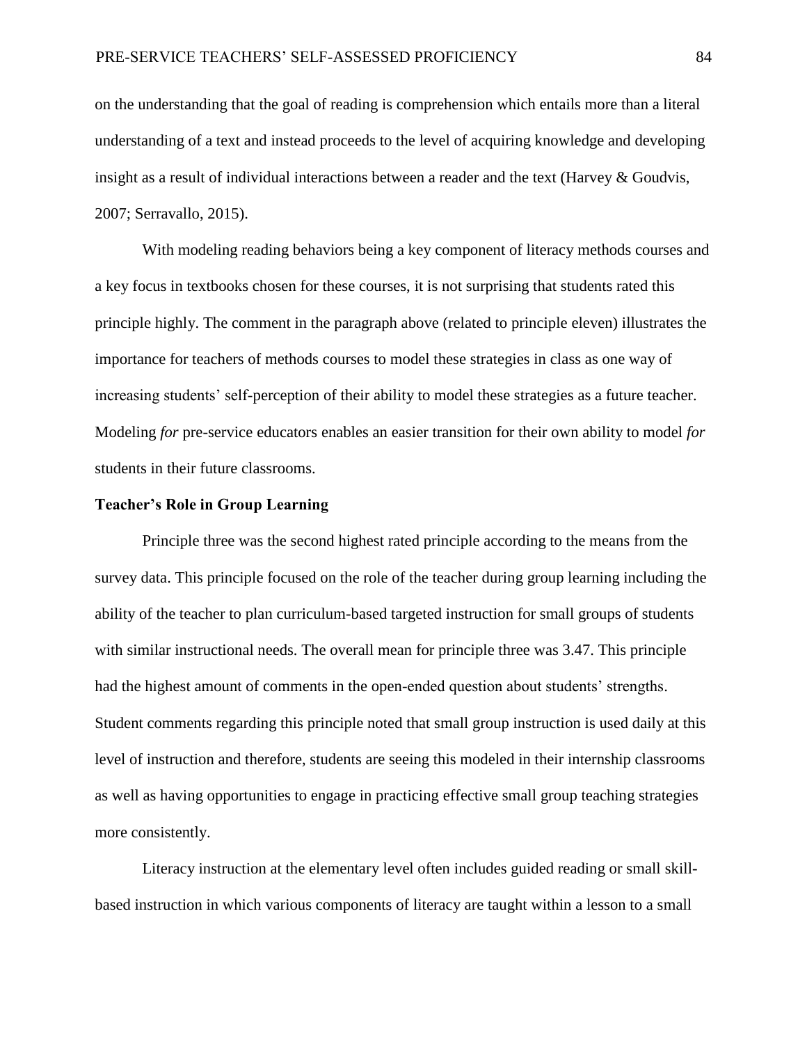on the understanding that the goal of reading is comprehension which entails more than a literal understanding of a text and instead proceeds to the level of acquiring knowledge and developing insight as a result of individual interactions between a reader and the text (Harvey & Goudvis, 2007; Serravallo, 2015).

With modeling reading behaviors being a key component of literacy methods courses and a key focus in textbooks chosen for these courses, it is not surprising that students rated this principle highly. The comment in the paragraph above (related to principle eleven) illustrates the importance for teachers of methods courses to model these strategies in class as one way of increasing students' self-perception of their ability to model these strategies as a future teacher. Modeling *for* pre-service educators enables an easier transition for their own ability to model *for* students in their future classrooms.

**Teacher's Role in Group Learning**

Principle three was the second highest rated principle according to the means from the survey data. This principle focused on the role of the teacher during group learning including the ability of the teacher to plan curriculum-based targeted instruction for small groups of students with similar instructional needs. The overall mean for principle three was 3.47. This principle had the highest amount of comments in the open-ended question about students' strengths. Student comments regarding this principle noted that small group instruction is used daily at this level of instruction and therefore, students are seeing this modeled in their internship classrooms as well as having opportunities to engage in practicing effective small group teaching strategies more consistently.

Literacy instruction at the elementary level often includes guided reading or small skill-based instruction in which various components of literacy are taught within a lesson to a small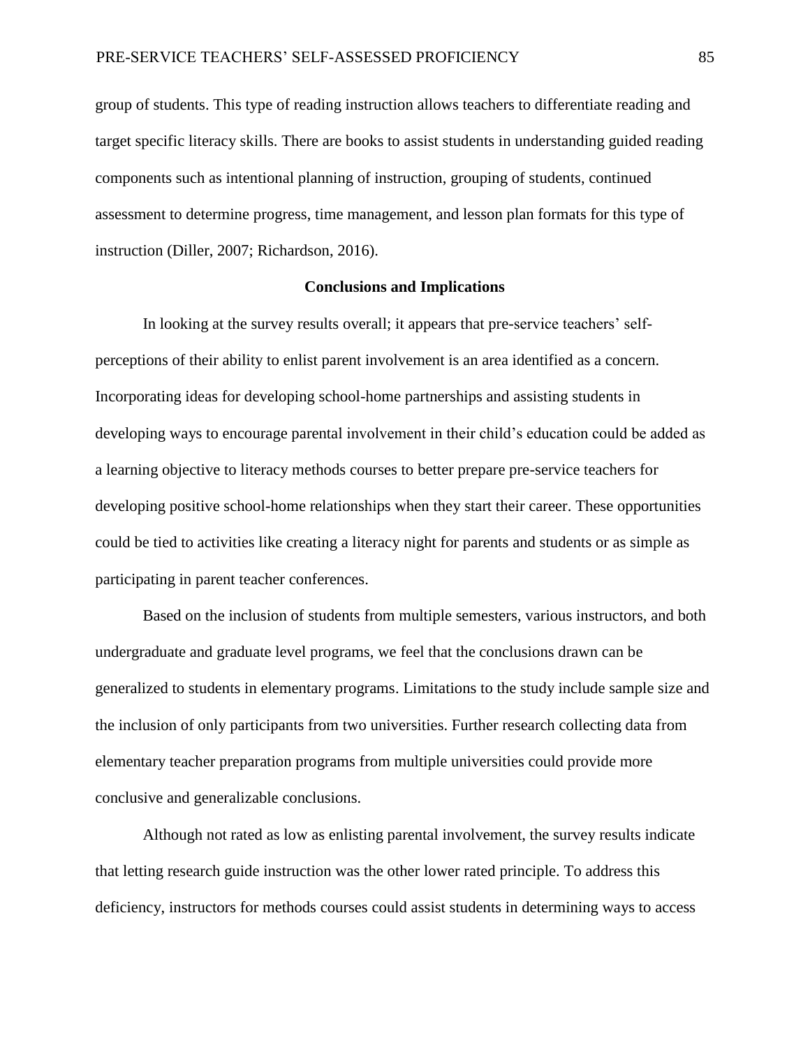group of students. This type of reading instruction allows teachers to differentiate reading and target specific literacy skills. There are books to assist students in understanding guided reading components such as intentional planning of instruction, grouping of students, continued assessment to determine progress, time management, and lesson plan formats for this type of instruction (Diller, 2007; Richardson, 2016).

## Conclusions and Implications

In looking at the survey results overall; it appears that pre-service teachers' self-perceptions of their ability to enlist parent involvement is an area identified as a concern. Incorporating ideas for developing school-home partnerships and assisting students in developing ways to encourage parental involvement in their child's education could be added as a learning objective to literacy methods courses to better prepare pre-service teachers for developing positive school-home relationships when they start their career. These opportunities could be tied to activities like creating a literacy night for parents and students or as simple as participating in parent teacher conferences.

Based on the inclusion of students from multiple semesters, various instructors, and both undergraduate and graduate level programs, we feel that the conclusions drawn can be generalized to students in elementary programs. Limitations to the study include sample size and the inclusion of only participants from two universities. Further research collecting data from elementary teacher preparation programs from multiple universities could provide more conclusive and generalizable conclusions.

Although not rated as low as enlisting parental involvement, the survey results indicate that letting research guide instruction was the other lower rated principle. To address this deficiency, instructors for methods courses could assist students in determining ways to access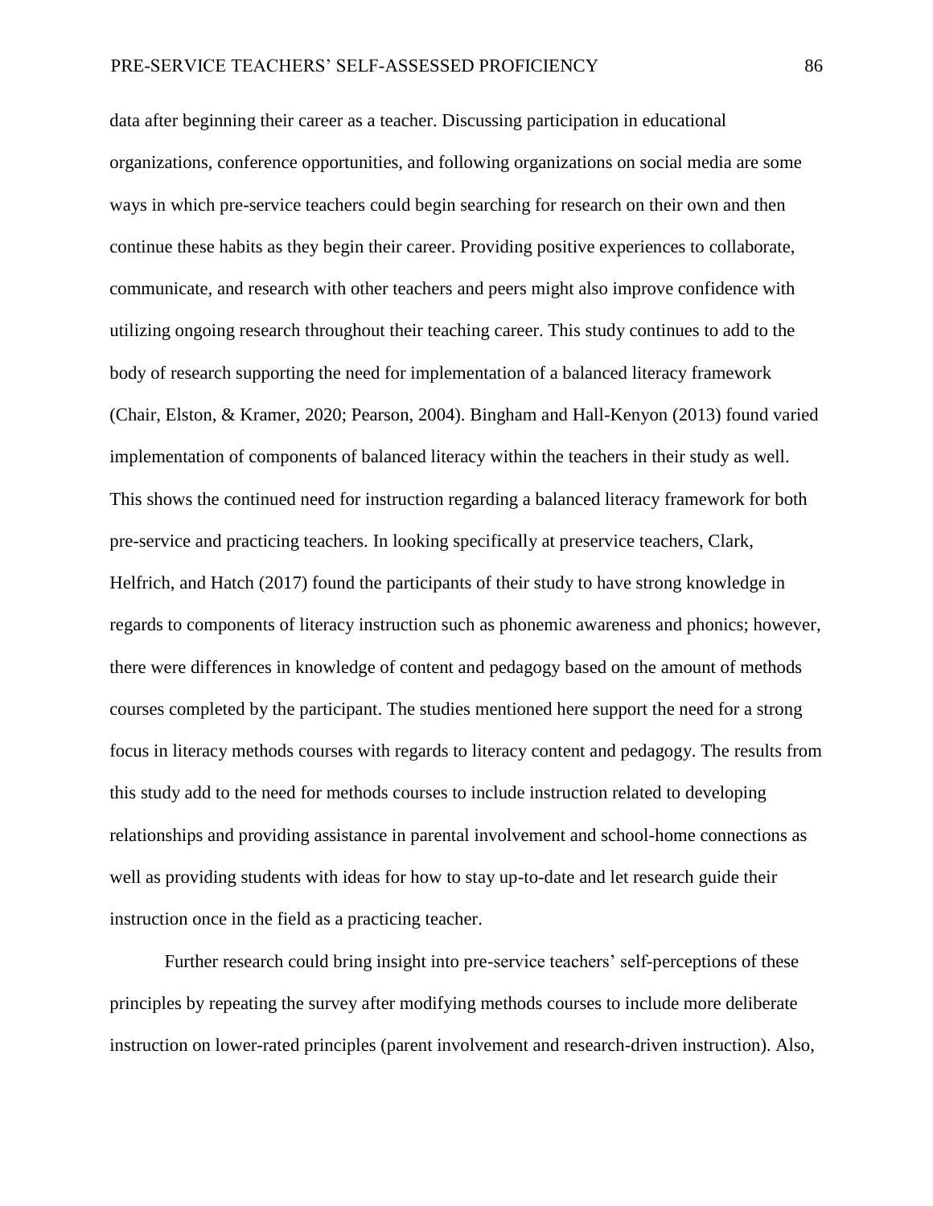data after beginning their career as a teacher. Discussing participation in educational organizations, conference opportunities, and following organizations on social media are some ways in which pre-service teachers could begin searching for research on their own and then continue these habits as they begin their career. Providing positive experiences to collaborate, communicate, and research with other teachers and peers might also improve confidence with utilizing ongoing research throughout their teaching career. This study continues to add to the body of research supporting the need for implementation of a balanced literacy framework (Chair, Elston, & Kramer, 2020; Pearson, 2004). Bingham and Hall-Kenyon (2013) found varied implementation of components of balanced literacy within the teachers in their study as well. This shows the continued need for instruction regarding a balanced literacy framework for both pre-service and practicing teachers. In looking specifically at preservice teachers, Clark, Helfrich, and Hatch (2017) found the participants of their study to have strong knowledge in regards to components of literacy instruction such as phonemic awareness and phonics; however, there were differences in knowledge of content and pedagogy based on the amount of methods courses completed by the participant. The studies mentioned here support the need for a strong focus in literacy methods courses with regards to literacy content and pedagogy. The results from this study add to the need for methods courses to include instruction related to developing relationships and providing assistance in parental involvement and school-home connections as well as providing students with ideas for how to stay up-to-date and let research guide their instruction once in the field as a practicing teacher.

Further research could bring insight into pre-service teachers' self-perceptions of these principles by repeating the survey after modifying methods courses to include more deliberate instruction on lower-rated principles (parent involvement and research-driven instruction). Also,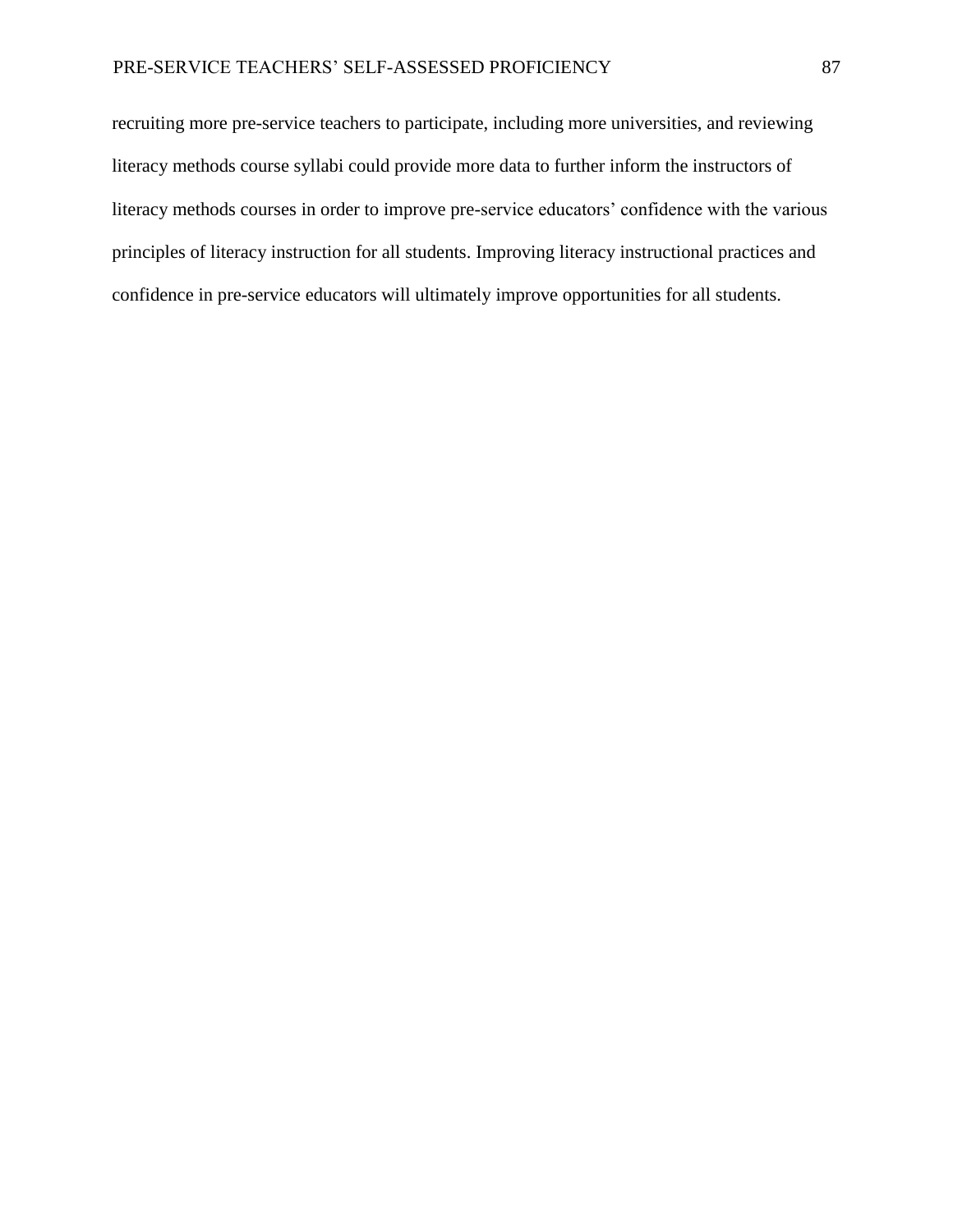recruiting more pre-service teachers to participate, including more universities, and reviewing literacy methods course syllabi could provide more data to further inform the instructors of literacy methods courses in order to improve pre-service educators' confidence with the various principles of literacy instruction for all students. Improving literacy instructional practices and confidence in pre-service educators will ultimately improve opportunities for all students.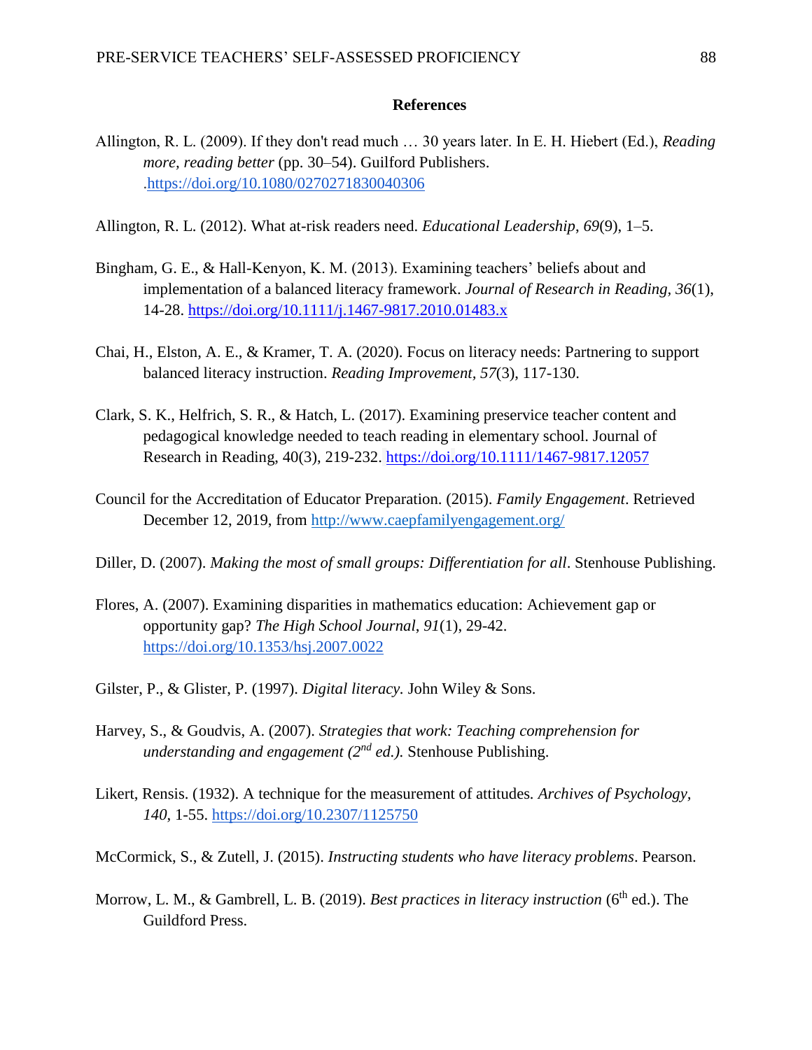## References

Allington, R. L. (2009). If they don't read much … 30 years later. In E. H. Hiebert (Ed.), *Reading more, reading better* (pp. 30–54). Guilford Publishers. .https://doi.org/10.1080/0270271830040306

Allington, R. L. (2012). What at-risk readers need. *Educational Leadership*, *69*(9), 1–5.

Bingham, G. E., & Hall-Kenyon, K. M. (2013). Examining teachers' beliefs about and implementation of a balanced literacy framework. *Journal of Research in Reading, 36*(1), 14-28. https://doi.org/10.1111/j.1467-9817.2010.01483.x

Chai, H., Elston, A. E., & Kramer, T. A. (2020). Focus on literacy needs: Partnering to support balanced literacy instruction. *Reading Improvement*, *57*(3), 117-130.

Clark, S. K., Helfrich, S. R., & Hatch, L. (2017). Examining preservice teacher content and pedagogical knowledge needed to teach reading in elementary school. Journal of Research in Reading, 40(3), 219-232. https://doi.org/10.1111/1467-9817.12057

Council for the Accreditation of Educator Preparation. (2015). *Family Engagement*. Retrieved December 12, 2019, from http://www.caepfamilyengagement.org/

Diller, D. (2007). *Making the most of small groups: Differentiation for all*. Stenhouse Publishing.

Flores, A. (2007). Examining disparities in mathematics education: Achievement gap or opportunity gap? *The High School Journal*, *91*(1), 29-42. https://doi.org/10.1353/hsj.2007.0022

Gilster, P., & Glister, P. (1997). *Digital literacy.* John Wiley & Sons.

Harvey, S., & Goudvis, A. (2007). *Strategies that work: Teaching comprehension for understanding and engagement (2nd ed.).* Stenhouse Publishing.

Likert, Rensis. (1932). A technique for the measurement of attitudes. *Archives of Psychology*, *140*, 1-55. https://doi.org/10.2307/1125750

McCormick, S., & Zutell, J. (2015). *Instructing students who have literacy problems*. Pearson.

Morrow, L. M., & Gambrell, L. B. (2019). *Best practices in literacy instruction* (6th ed.). The Guildford Press.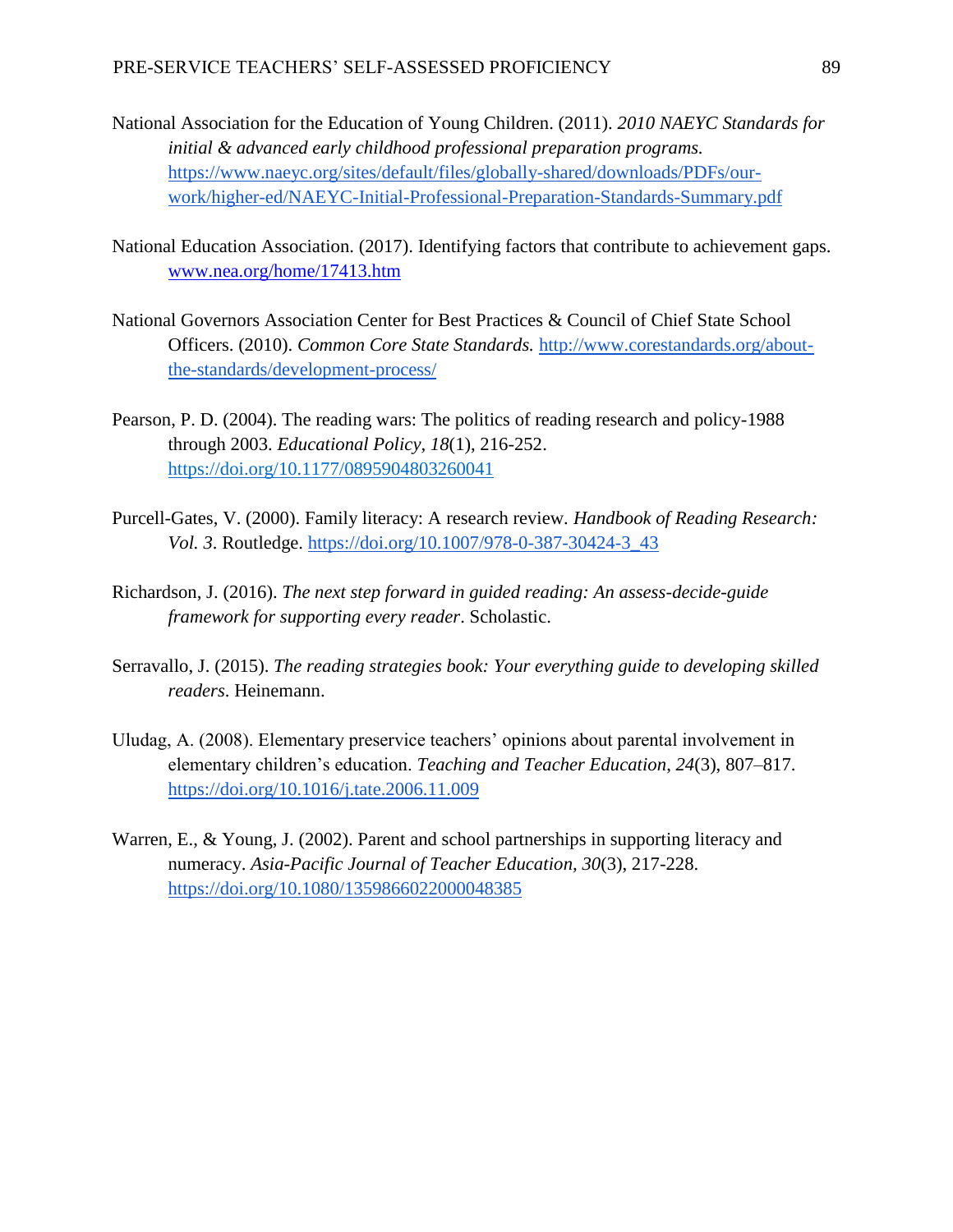National Association for the Education of Young Children. (2011). *2010 NAEYC Standards for initial & advanced early childhood professional preparation programs.* https://www.naeyc.org/sites/default/files/globally-shared/downloads/PDFs/our-work/higher-ed/NAEYC-Initial-Professional-Preparation-Standards-Summary.pdf

National Education Association. (2017). Identifying factors that contribute to achievement gaps. www.nea.org/home/17413.htm

National Governors Association Center for Best Practices & Council of Chief State School Officers. (2010). *Common Core State Standards.* http://www.corestandards.org/about-the-standards/development-process/

Pearson, P. D. (2004). The reading wars: The politics of reading research and policy-1988 through 2003. *Educational Policy*, *18*(1), 216-252. https://doi.org/10.1177/0895904803260041

Purcell-Gates, V. (2000). Family literacy: A research review. *Handbook of Reading Research: Vol. 3*. Routledge. https://doi.org/10.1007/978-0-387-30424-3_43

Richardson, J. (2016). *The next step forward in guided reading: An assess-decide-guide framework for supporting every reader*. Scholastic.

Serravallo, J. (2015). *The reading strategies book: Your everything guide to developing skilled readers*. Heinemann.

Uludag, A. (2008). Elementary preservice teachers' opinions about parental involvement in elementary children's education. *Teaching and Teacher Education*, *24*(3), 807–817. https://doi.org/10.1016/j.tate.2006.11.009

Warren, E., & Young, J. (2002). Parent and school partnerships in supporting literacy and numeracy. *Asia-Pacific Journal of Teacher Education*, *30*(3), 217-228. https://doi.org/10.1080/1359866022000048385